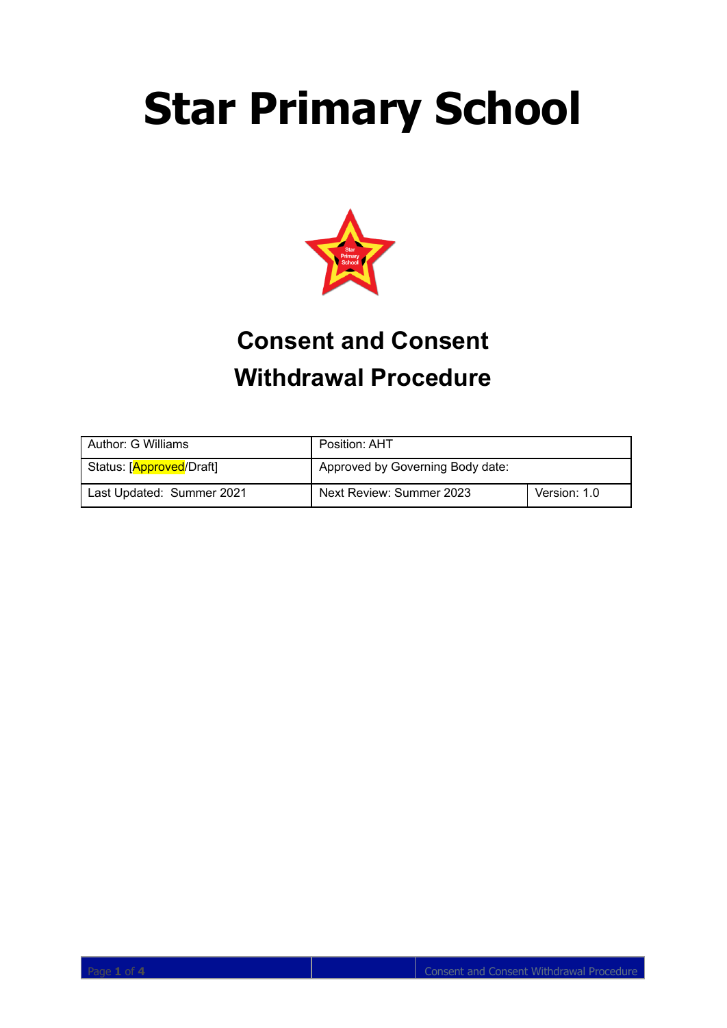# Star Primary School

## Consent and Consent Withdrawal Procedure

| | | |
|---|---|---|
| Author: G Williams | Position: AHT | |
| Status: [Approved/Draft] | Approved by Governing Body date: | |
| Last Updated: Summer 2021 | Next Review: Summer 2023 | Version: 1.0 |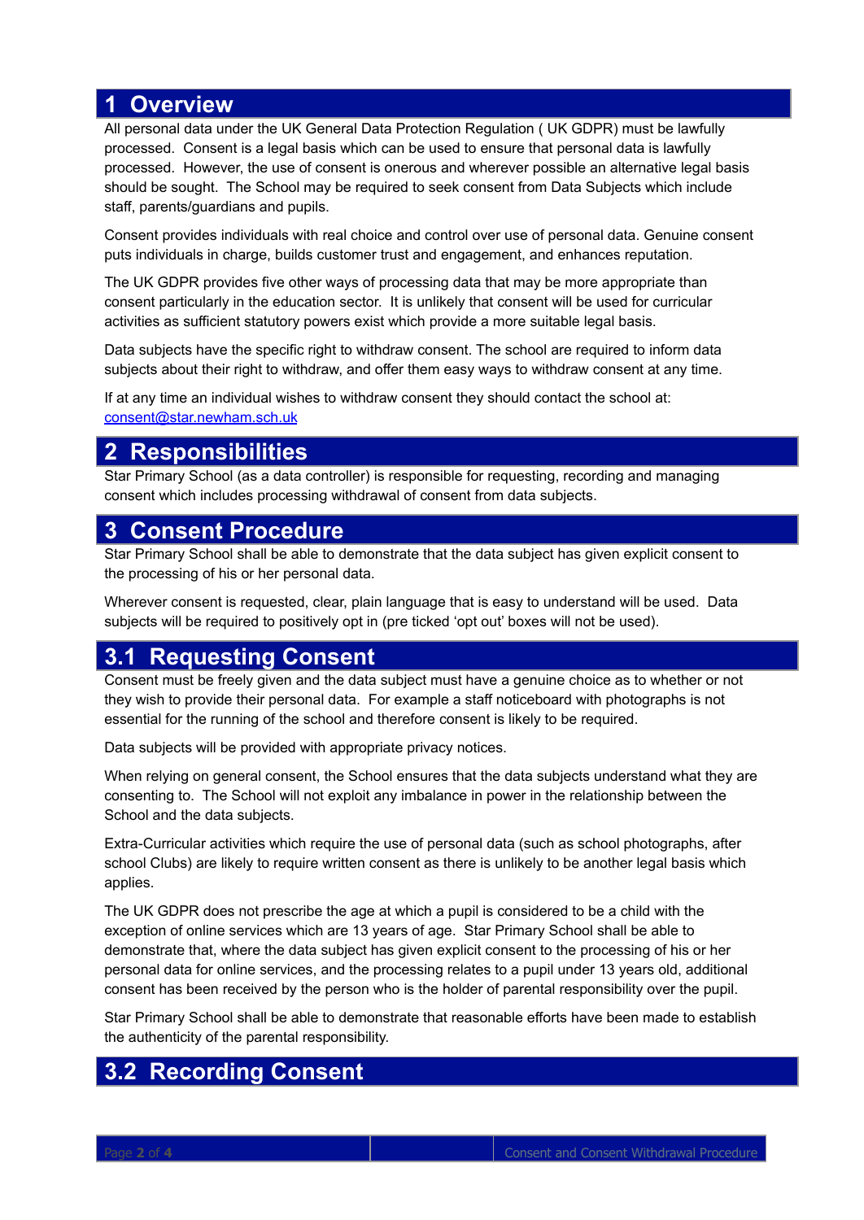# 1 Overview

All personal data under the UK General Data Protection Regulation ( UK GDPR) must be lawfully processed. Consent is a legal basis which can be used to ensure that personal data is lawfully processed. However, the use of consent is onerous and wherever possible an alternative legal basis should be sought. The School may be required to seek consent from Data Subjects which include staff, parents/guardians and pupils.

Consent provides individuals with real choice and control over use of personal data. Genuine consent puts individuals in charge, builds customer trust and engagement, and enhances reputation.

The UK GDPR provides five other ways of processing data that may be more appropriate than consent particularly in the education sector. It is unlikely that consent will be used for curricular activities as sufficient statutory powers exist which provide a more suitable legal basis.

Data subjects have the specific right to withdraw consent. The school are required to inform data subjects about their right to withdraw, and offer them easy ways to withdraw consent at any time.

If at any time an individual wishes to withdraw consent they should contact the school at: consent@star.newham.sch.uk

# 2 Responsibilities

Star Primary School (as a data controller) is responsible for requesting, recording and managing consent which includes processing withdrawal of consent from data subjects.

# 3 Consent Procedure

Star Primary School shall be able to demonstrate that the data subject has given explicit consent to the processing of his or her personal data.

Wherever consent is requested, clear, plain language that is easy to understand will be used. Data subjects will be required to positively opt in (pre ticked 'opt out' boxes will not be used).

## 3.1 Requesting Consent

Consent must be freely given and the data subject must have a genuine choice as to whether or not they wish to provide their personal data. For example a staff noticeboard with photographs is not essential for the running of the school and therefore consent is likely to be required.

Data subjects will be provided with appropriate privacy notices.

When relying on general consent, the School ensures that the data subjects understand what they are consenting to. The School will not exploit any imbalance in power in the relationship between the School and the data subjects.

Extra-Curricular activities which require the use of personal data (such as school photographs, after school Clubs) are likely to require written consent as there is unlikely to be another legal basis which applies.

The UK GDPR does not prescribe the age at which a pupil is considered to be a child with the exception of online services which are 13 years of age. Star Primary School shall be able to demonstrate that, where the data subject has given explicit consent to the processing of his or her personal data for online services, and the processing relates to a pupil under 13 years old, additional consent has been received by the person who is the holder of parental responsibility over the pupil.

Star Primary School shall be able to demonstrate that reasonable efforts have been made to establish the authenticity of the parental responsibility.

## 3.2 Recording Consent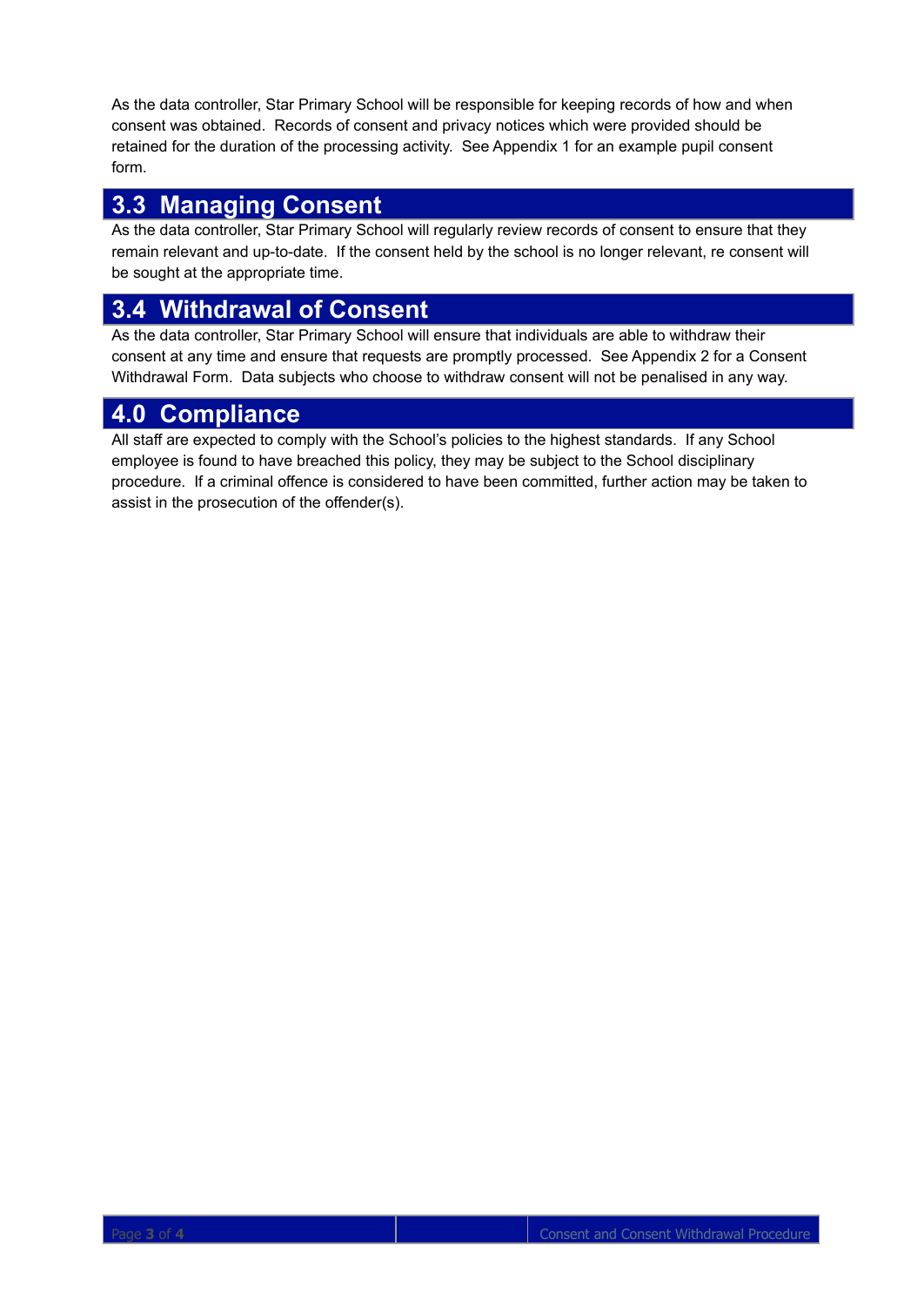As the data controller, Star Primary School will be responsible for keeping records of how and when consent was obtained. Records of consent and privacy notices which were provided should be retained for the duration of the processing activity. See Appendix 1 for an example pupil consent form.

## 3.3 Managing Consent

As the data controller, Star Primary School will regularly review records of consent to ensure that they remain relevant and up-to-date. If the consent held by the school is no longer relevant, re consent will be sought at the appropriate time.

## 3.4 Withdrawal of Consent

As the data controller, Star Primary School will ensure that individuals are able to withdraw their consent at any time and ensure that requests are promptly processed. See Appendix 2 for a Consent Withdrawal Form. Data subjects who choose to withdraw consent will not be penalised in any way.

## 4.0 Compliance

All staff are expected to comply with the School's policies to the highest standards. If any School employee is found to have breached this policy, they may be subject to the School disciplinary procedure. If a criminal offence is considered to have been committed, further action may be taken to assist in the prosecution of the offender(s).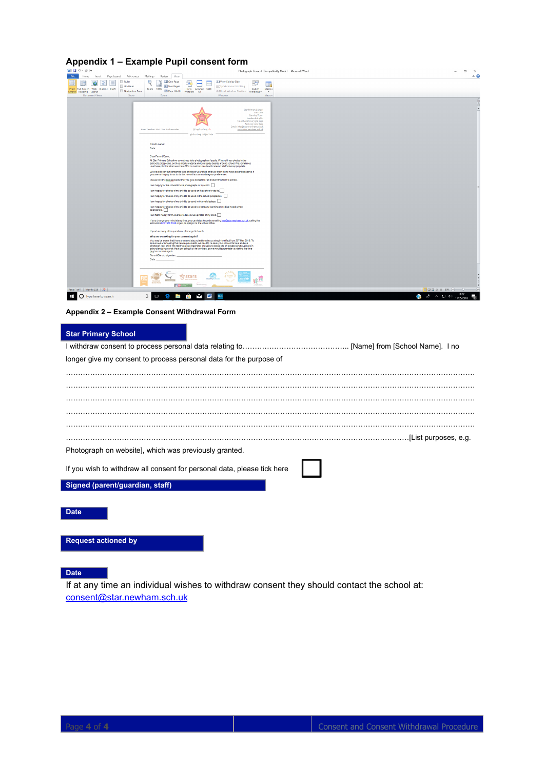## Appendix 1 – Example Pupil consent form

## Appendix 2 – Example Consent Withdrawal Form

**Star Primary School**

I withdraw consent to process personal data relating to…………………………………….. [Name] from [School Name]. I no longer give my consent to process personal data for the purpose of

……………………………………………………………………………………………………………………………………

……………………………………………………………………………………………………………………………………

……………………………………………………………………………………………………………………………………

……………………………………………………………………………………………………………………………………

……………………………………………………………………………………………………………………………………

……………………………………………………………………………………………………………………[List purposes, e.g. Photograph on website], which was previously granted.

If you wish to withdraw all consent for personal data, please tick here ☐

**Signed (parent/guardian, staff)**

**Date**

**Request actioned by**

**Date**

If at any time an individual wishes to withdraw consent they should contact the school at: consent@star.newham.sch.uk